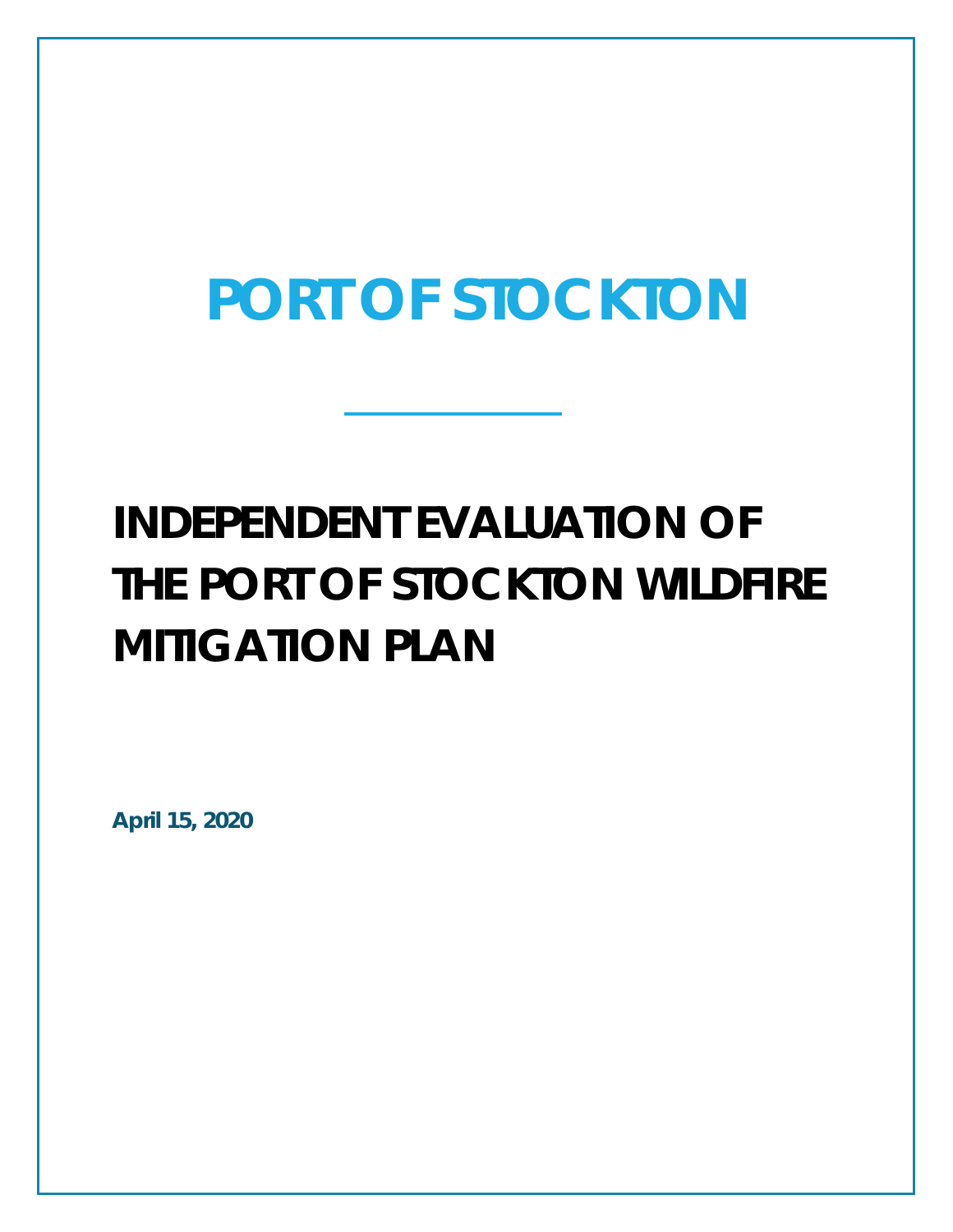# PORT OF STOCKTON

---

# INDEPENDENT EVALUATION OF THE PORT OF STOCKTON WILDFIRE MITIGATION PLAN

**April 15, 2020**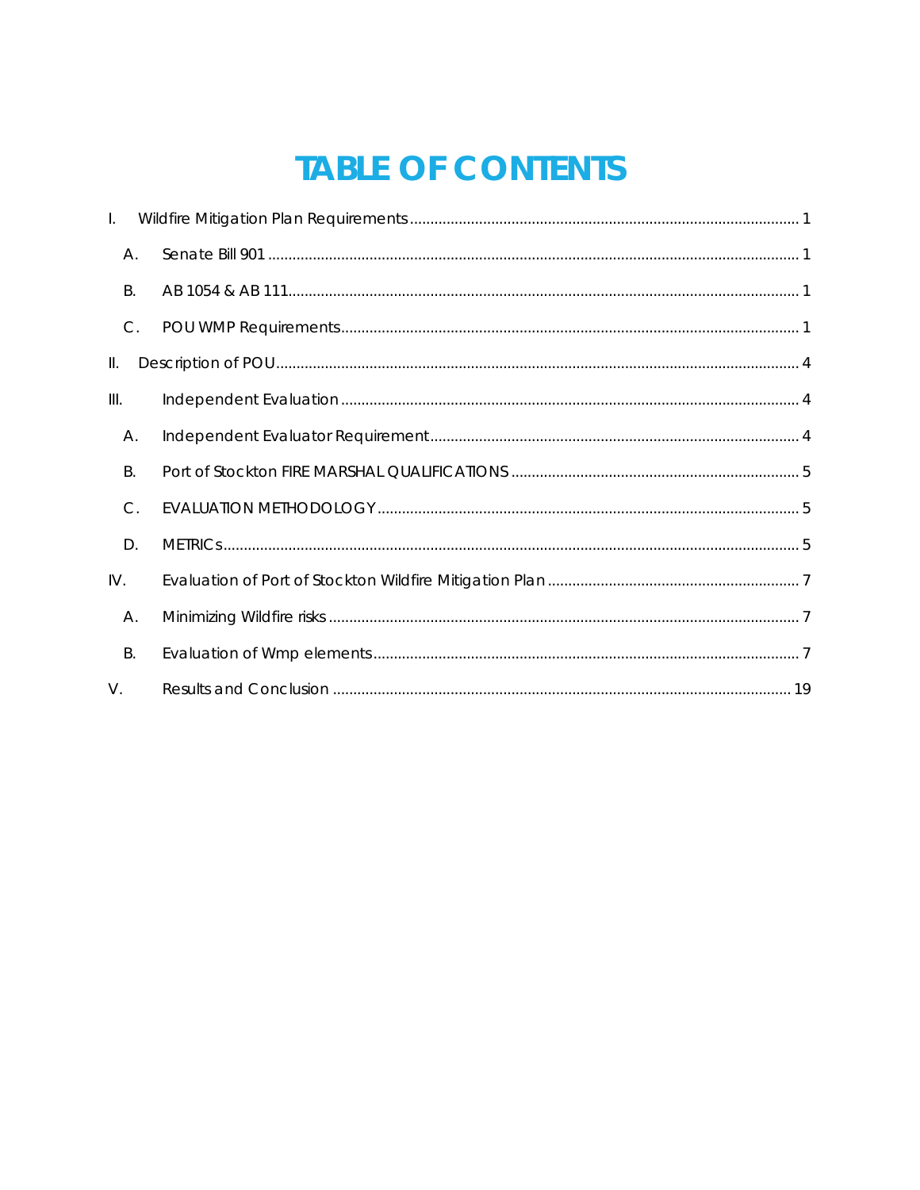# TABLE OF CONTENTS

I. Wildfire Mitigation Plan Requirements ........................................................................................ 1

  A. Senate Bill 901 ........................................................................................................................ 1

  B. AB 1054 & AB 111 .................................................................................................................. 1

  C. POU WMP Requirements ...................................................................................................... 1

II. Description of POU ..................................................................................................................... 4

III. Independent Evaluation ............................................................................................................ 4

  A. Independent Evaluator Requirement .................................................................................. 4

  B. Port of Stockton FIRE MARSHAL QUALIFICATIONS ........................................................... 5

  C. EVALUATION METHODOLOGY ........................................................................................... 5

  D. METRICs .................................................................................................................................. 5

IV. Evaluation of Port of Stockton Wildfire Mitigation Plan ........................................................ 7

  A. Minimizing Wildfire risks ........................................................................................................ 7

  B. Evaluation of Wmp elements ............................................................................................... 7

V. Results and Conclusion ............................................................................................................. 19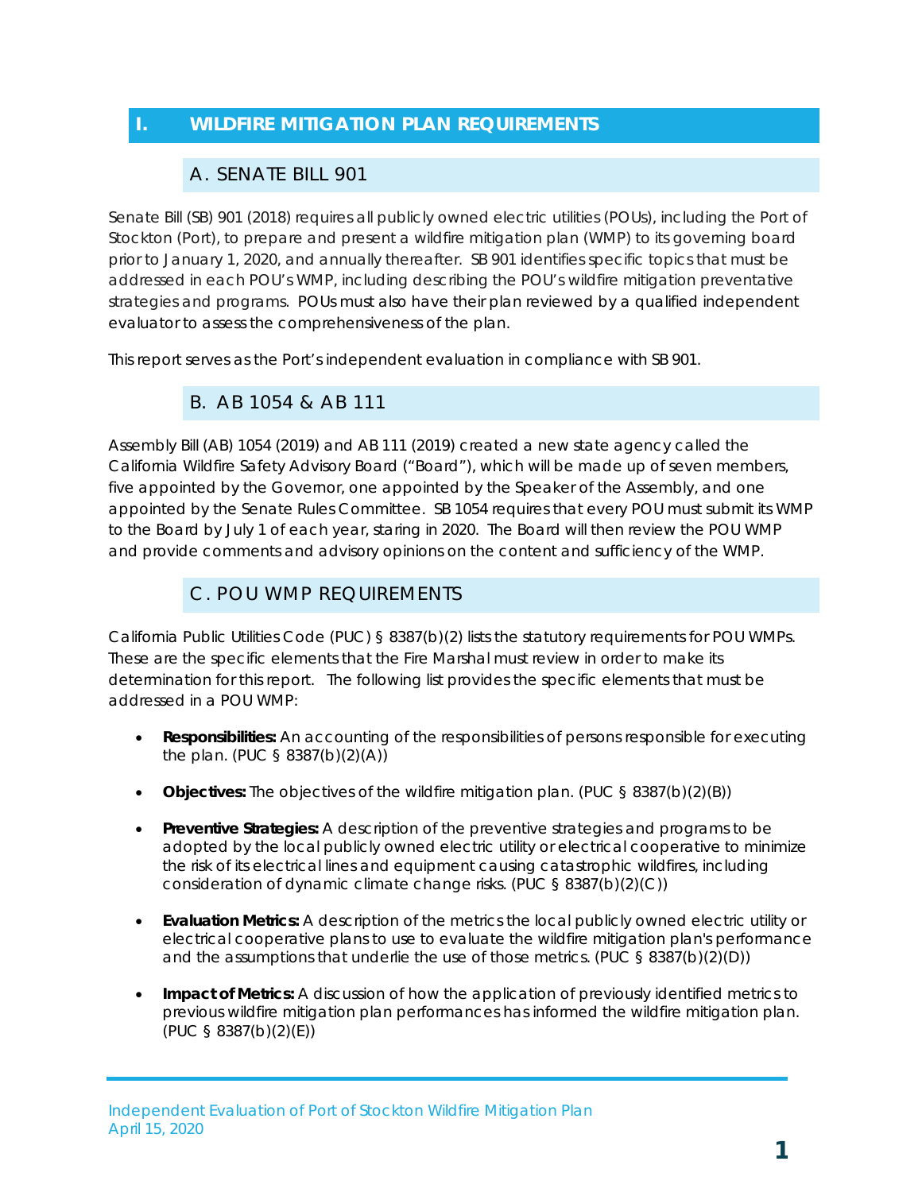# I. WILDFIRE MITIGATION PLAN REQUIREMENTS

## A. SENATE BILL 901

Senate Bill (SB) 901 (2018) requires all publicly owned electric utilities (POUs), including the Port of Stockton (Port), to prepare and present a wildfire mitigation plan (WMP) to its governing board prior to January 1, 2020, and annually thereafter. SB 901 identifies specific topics that must be addressed in each POU's WMP, including describing the POU's wildfire mitigation preventative strategies and programs. POUs must also have their plan reviewed by a qualified independent evaluator to assess the comprehensiveness of the plan.

This report serves as the Port's independent evaluation in compliance with SB 901.

## B. AB 1054 & AB 111

Assembly Bill (AB) 1054 (2019) and AB 111 (2019) created a new state agency called the California Wildfire Safety Advisory Board ("Board"), which will be made up of seven members, five appointed by the Governor, one appointed by the Speaker of the Assembly, and one appointed by the Senate Rules Committee. SB 1054 requires that every POU must submit its WMP to the Board by July 1 of each year, staring in 2020. The Board will then review the POU WMP and provide comments and advisory opinions on the content and sufficiency of the WMP.

## C. POU WMP REQUIREMENTS

California Public Utilities Code (PUC) § 8387(b)(2) lists the statutory requirements for POU WMPs. These are the specific elements that the Fire Marshal must review in order to make its determination for this report. The following list provides the specific elements that must be addressed in a POU WMP:

- **Responsibilities:** An accounting of the responsibilities of persons responsible for executing the plan. (PUC § 8387(b)(2)(A))
- **Objectives:** The objectives of the wildfire mitigation plan. (PUC § 8387(b)(2)(B))
- **Preventive Strategies:** A description of the preventive strategies and programs to be adopted by the local publicly owned electric utility or electrical cooperative to minimize the risk of its electrical lines and equipment causing catastrophic wildfires, including consideration of dynamic climate change risks. (PUC § 8387(b)(2)(C))
- **Evaluation Metrics:** A description of the metrics the local publicly owned electric utility or electrical cooperative plans to use to evaluate the wildfire mitigation plan's performance and the assumptions that underlie the use of those metrics. (PUC § 8387(b)(2)(D))
- **Impact of Metrics:** A discussion of how the application of previously identified metrics to previous wildfire mitigation plan performances has informed the wildfire mitigation plan. (PUC § 8387(b)(2)(E))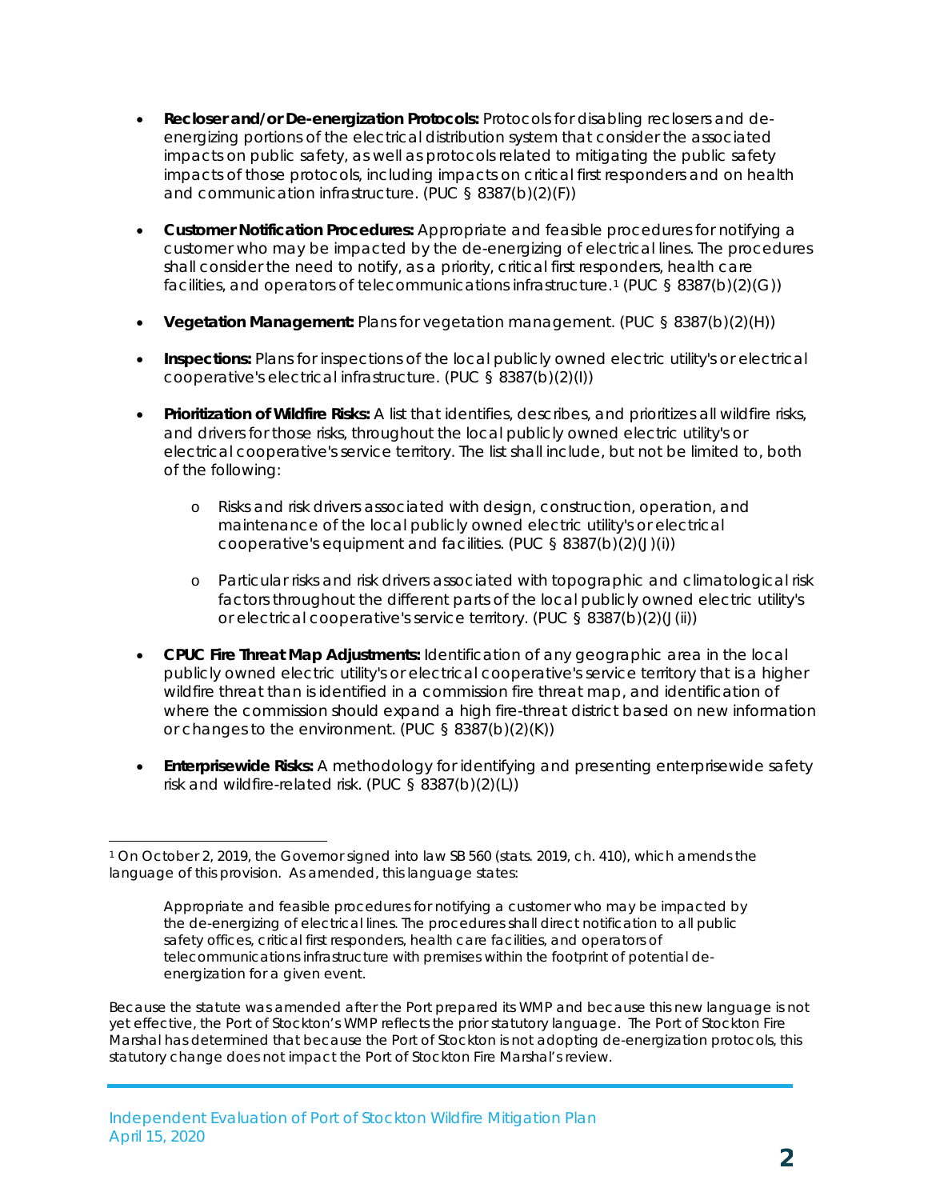- **Recloser and/or De-energization Protocols:** Protocols for disabling reclosers and de-energizing portions of the electrical distribution system that consider the associated impacts on public safety, as well as protocols related to mitigating the public safety impacts of those protocols, including impacts on critical first responders and on health and communication infrastructure. (PUC § 8387(b)(2)(F))

- **Customer Notification Procedures:** Appropriate and feasible procedures for notifying a customer who may be impacted by the de-energizing of electrical lines. The procedures shall consider the need to notify, as a priority, critical first responders, health care facilities, and operators of telecommunications infrastructure.[1] (PUC § 8387(b)(2)(G))

- **Vegetation Management:** Plans for vegetation management. (PUC § 8387(b)(2)(H))

- **Inspections:** Plans for inspections of the local publicly owned electric utility's or electrical cooperative's electrical infrastructure. (PUC § 8387(b)(2)(I))

- **Prioritization of Wildfire Risks:** A list that identifies, describes, and prioritizes all wildfire risks, and drivers for those risks, throughout the local publicly owned electric utility's or electrical cooperative's service territory. The list shall include, but not be limited to, both of the following:

  - Risks and risk drivers associated with design, construction, operation, and maintenance of the local publicly owned electric utility's or electrical cooperative's equipment and facilities. (PUC § 8387(b)(2)(J)(i))

  - Particular risks and risk drivers associated with topographic and climatological risk factors throughout the different parts of the local publicly owned electric utility's or electrical cooperative's service territory. (PUC § 8387(b)(2)(J(ii))

- **CPUC Fire Threat Map Adjustments:** Identification of any geographic area in the local publicly owned electric utility's or electrical cooperative's service territory that is a higher wildfire threat than is identified in a commission fire threat map, and identification of where the commission should expand a high fire-threat district based on new information or changes to the environment. (PUC § 8387(b)(2)(K))

- **Enterprisewide Risks:** A methodology for identifying and presenting enterprisewide safety risk and wildfire-related risk. (PUC § 8387(b)(2)(L))

---

[1] On October 2, 2019, the Governor signed into law SB 560 (stats. 2019, ch. 410), which amends the language of this provision. As amended, this language states:

> Appropriate and feasible procedures for notifying a customer who may be impacted by the de-energizing of electrical lines. The procedures shall direct notification to all public safety offices, critical first responders, health care facilities, and operators of telecommunications infrastructure with premises within the footprint of potential de-energization for a given event.

Because the statute was amended after the Port prepared its WMP and because this new language is not yet effective, the Port of Stockton's WMP reflects the prior statutory language. The Port of Stockton Fire Marshal has determined that because the Port of Stockton is not adopting de-energization protocols, this statutory change does not impact the Port of Stockton Fire Marshal's review.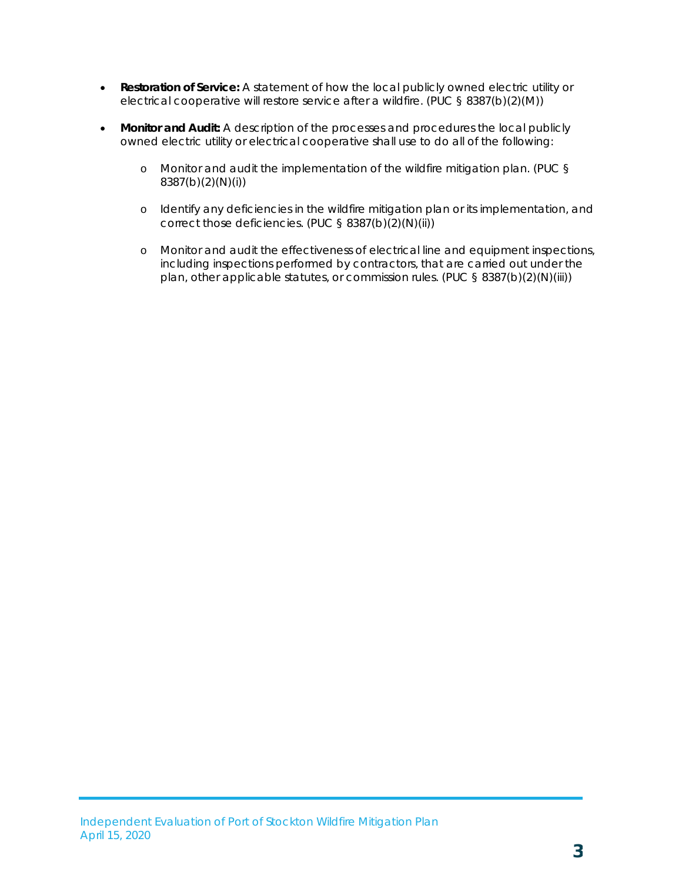- **Restoration of Service:** A statement of how the local publicly owned electric utility or electrical cooperative will restore service after a wildfire. (PUC § 8387(b)(2)(M))
- **Monitor and Audit:** A description of the processes and procedures the local publicly owned electric utility or electrical cooperative shall use to do all of the following:
  - Monitor and audit the implementation of the wildfire mitigation plan. (PUC § 8387(b)(2)(N)(i))
  - Identify any deficiencies in the wildfire mitigation plan or its implementation, and correct those deficiencies. (PUC § 8387(b)(2)(N)(ii))
  - Monitor and audit the effectiveness of electrical line and equipment inspections, including inspections performed by contractors, that are carried out under the plan, other applicable statutes, or commission rules. (PUC § 8387(b)(2)(N)(iii))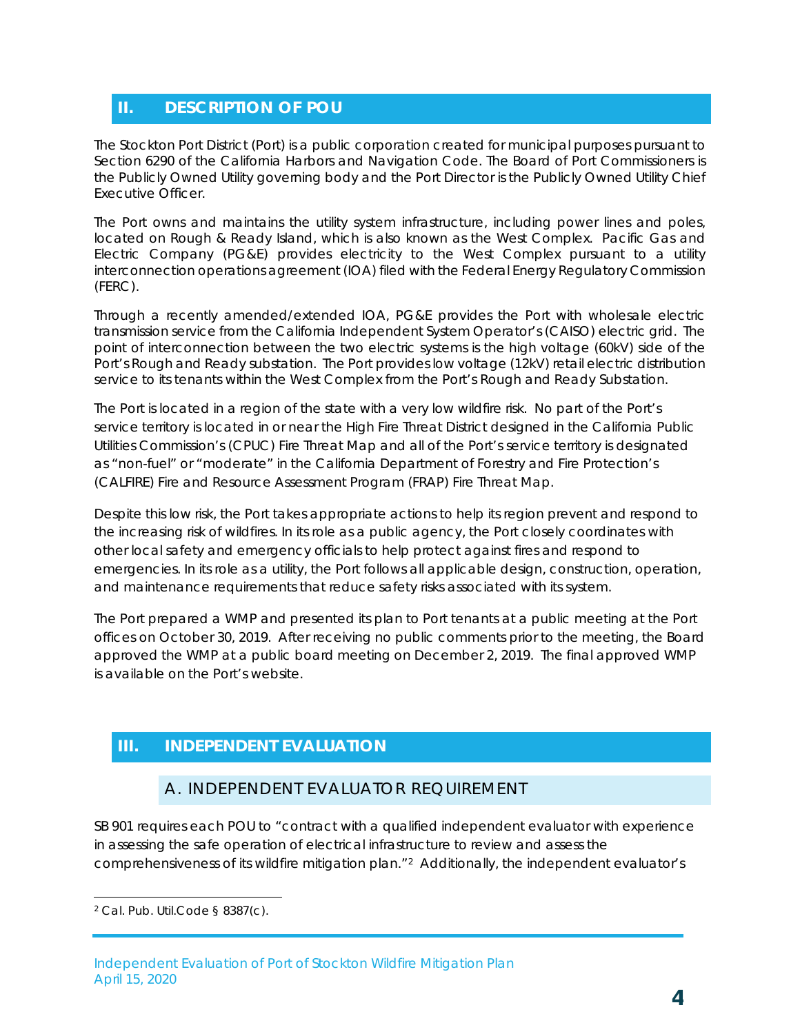## II. DESCRIPTION OF POU

The Stockton Port District (Port) is a public corporation created for municipal purposes pursuant to Section 6290 of the California Harbors and Navigation Code. The Board of Port Commissioners is the Publicly Owned Utility governing body and the Port Director is the Publicly Owned Utility Chief Executive Officer.

The Port owns and maintains the utility system infrastructure, including power lines and poles, located on Rough & Ready Island, which is also known as the West Complex. Pacific Gas and Electric Company (PG&E) provides electricity to the West Complex pursuant to a utility interconnection operations agreement (IOA) filed with the Federal Energy Regulatory Commission (FERC).

Through a recently amended/extended IOA, PG&E provides the Port with wholesale electric transmission service from the California Independent System Operator's (CAISO) electric grid. The point of interconnection between the two electric systems is the high voltage (60kV) side of the Port's Rough and Ready substation. The Port provides low voltage (12kV) retail electric distribution service to its tenants within the West Complex from the Port's Rough and Ready Substation.

The Port is located in a region of the state with a very low wildfire risk. No part of the Port's service territory is located in or near the High Fire Threat District designed in the California Public Utilities Commission's (CPUC) Fire Threat Map and all of the Port's service territory is designated as "non-fuel" or "moderate" in the California Department of Forestry and Fire Protection's (CALFIRE) Fire and Resource Assessment Program (FRAP) Fire Threat Map.

Despite this low risk, the Port takes appropriate actions to help its region prevent and respond to the increasing risk of wildfires. In its role as a public agency, the Port closely coordinates with other local safety and emergency officials to help protect against fires and respond to emergencies. In its role as a utility, the Port follows all applicable design, construction, operation, and maintenance requirements that reduce safety risks associated with its system.

The Port prepared a WMP and presented its plan to Port tenants at a public meeting at the Port offices on October 30, 2019. After receiving no public comments prior to the meeting, the Board approved the WMP at a public board meeting on December 2, 2019. The final approved WMP is available on the Port's website.

## III. INDEPENDENT EVALUATION

### A. INDEPENDENT EVALUATOR REQUIREMENT

SB 901 requires each POU to "contract with a qualified independent evaluator with experience in assessing the safe operation of electrical infrastructure to review and assess the comprehensiveness of its wildfire mitigation plan."[2] Additionally, the independent evaluator's

[2] Cal. Pub. Util.Code § 8387(c).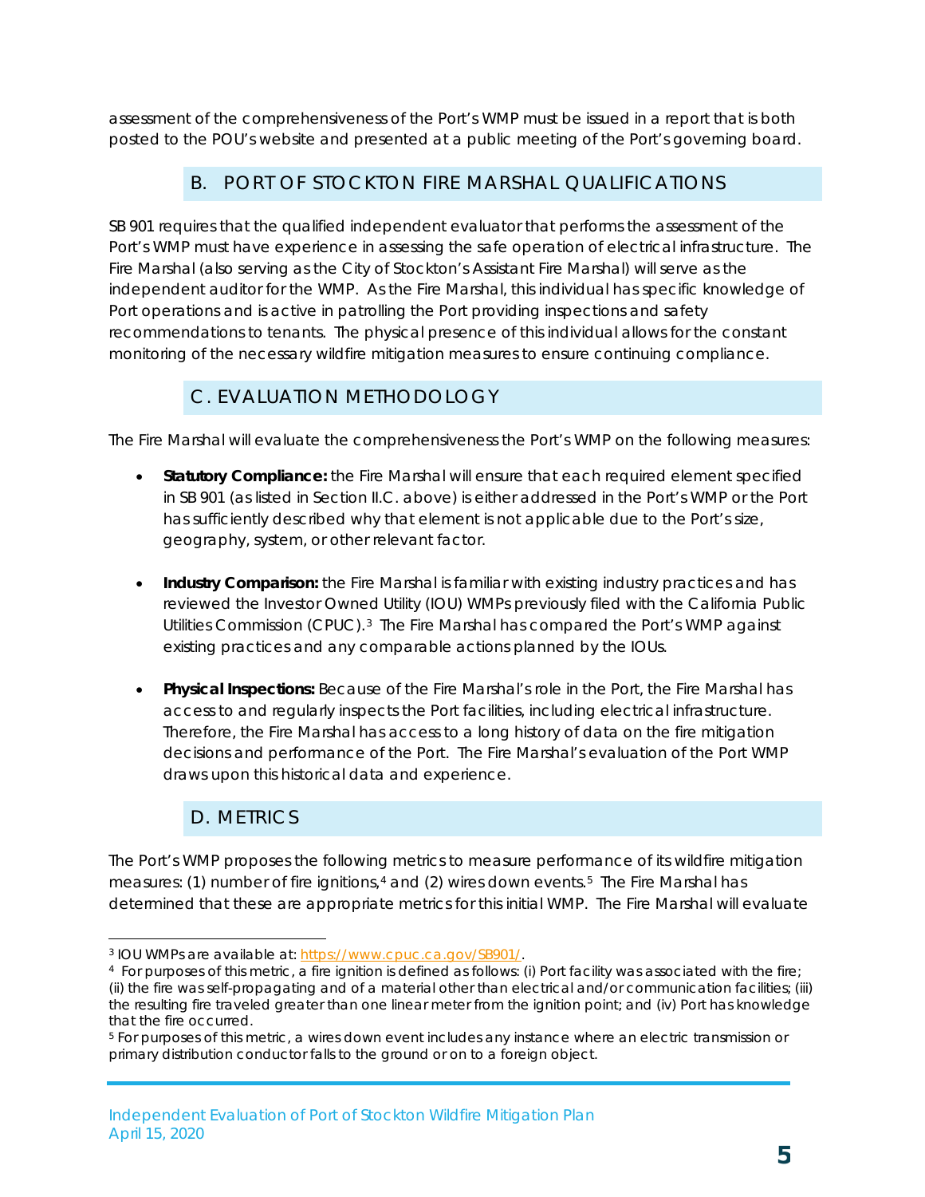assessment of the comprehensiveness of the Port's WMP must be issued in a report that is both posted to the POU's website and presented at a public meeting of the Port's governing board.

## B. PORT OF STOCKTON FIRE MARSHAL QUALIFICATIONS

SB 901 requires that the qualified independent evaluator that performs the assessment of the Port's WMP must have experience in assessing the safe operation of electrical infrastructure. The Fire Marshal (also serving as the City of Stockton's Assistant Fire Marshal) will serve as the independent auditor for the WMP. As the Fire Marshal, this individual has specific knowledge of Port operations and is active in patrolling the Port providing inspections and safety recommendations to tenants. The physical presence of this individual allows for the constant monitoring of the necessary wildfire mitigation measures to ensure continuing compliance.

## C. EVALUATION METHODOLOGY

The Fire Marshal will evaluate the comprehensiveness the Port's WMP on the following measures:

- **Statutory Compliance:** the Fire Marshal will ensure that each required element specified in SB 901 (as listed in Section II.C. above) is either addressed in the Port's WMP or the Port has sufficiently described why that element is not applicable due to the Port's size, geography, system, or other relevant factor.

- **Industry Comparison:** the Fire Marshal is familiar with existing industry practices and has reviewed the Investor Owned Utility (IOU) WMPs previously filed with the California Public Utilities Commission (CPUC).[3] The Fire Marshal has compared the Port's WMP against existing practices and any comparable actions planned by the IOUs.

- **Physical Inspections:** Because of the Fire Marshal's role in the Port, the Fire Marshal has access to and regularly inspects the Port facilities, including electrical infrastructure. Therefore, the Fire Marshal has access to a long history of data on the fire mitigation decisions and performance of the Port. The Fire Marshal's evaluation of the Port WMP draws upon this historical data and experience.

## D. METRICS

The Port's WMP proposes the following metrics to measure performance of its wildfire mitigation measures: (1) number of fire ignitions,[4] and (2) wires down events.[5] The Fire Marshal has determined that these are appropriate metrics for this initial WMP. The Fire Marshal will evaluate

---

[3] IOU WMPs are available at: https://www.cpuc.ca.gov/SB901/.

[4] For purposes of this metric, a fire ignition is defined as follows: (i) Port facility was associated with the fire; (ii) the fire was self-propagating and of a material other than electrical and/or communication facilities; (iii) the resulting fire traveled greater than one linear meter from the ignition point; and (iv) Port has knowledge that the fire occurred.

[5] For purposes of this metric, a wires down event includes any instance where an electric transmission or primary distribution conductor falls to the ground or on to a foreign object.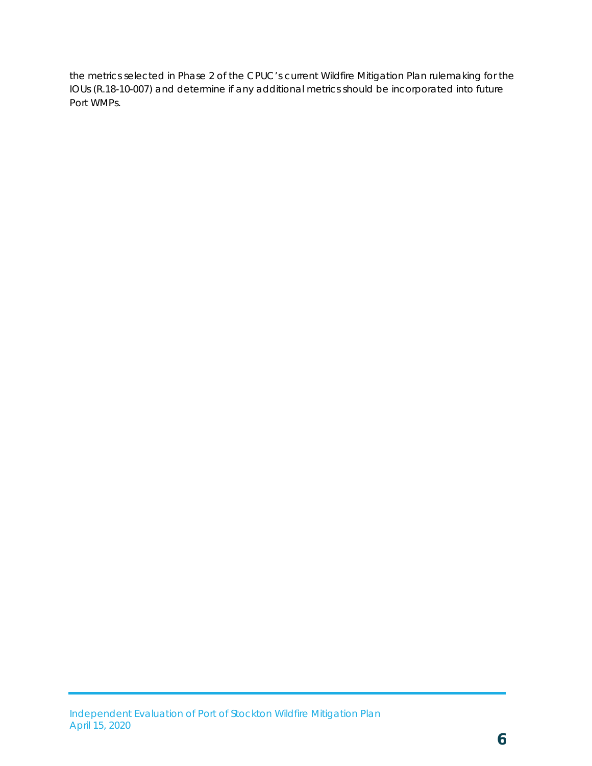the metrics selected in Phase 2 of the CPUC's current Wildfire Mitigation Plan rulemaking for the IOUs (R.18-10-007) and determine if any additional metrics should be incorporated into future Port WMPs.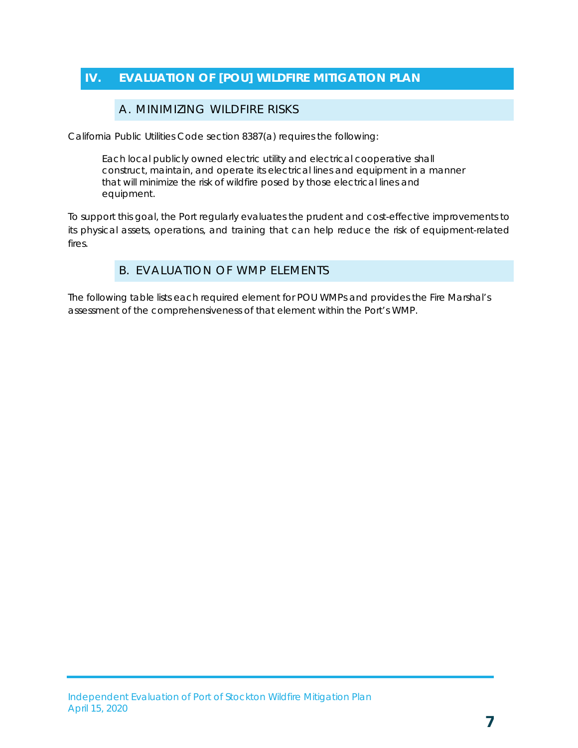# IV. EVALUATION OF [POU] WILDFIRE MITIGATION PLAN

## A. MINIMIZING WILDFIRE RISKS

California Public Utilities Code section 8387(a) requires the following:

> Each local publicly owned electric utility and electrical cooperative shall construct, maintain, and operate its electrical lines and equipment in a manner that will minimize the risk of wildfire posed by those electrical lines and equipment.

To support this goal, the Port regularly evaluates the prudent and cost-effective improvements to its physical assets, operations, and training that can help reduce the risk of equipment-related fires.

## B. EVALUATION OF WMP ELEMENTS

The following table lists each required element for POU WMPs and provides the Fire Marshal's assessment of the comprehensiveness of that element within the Port's WMP.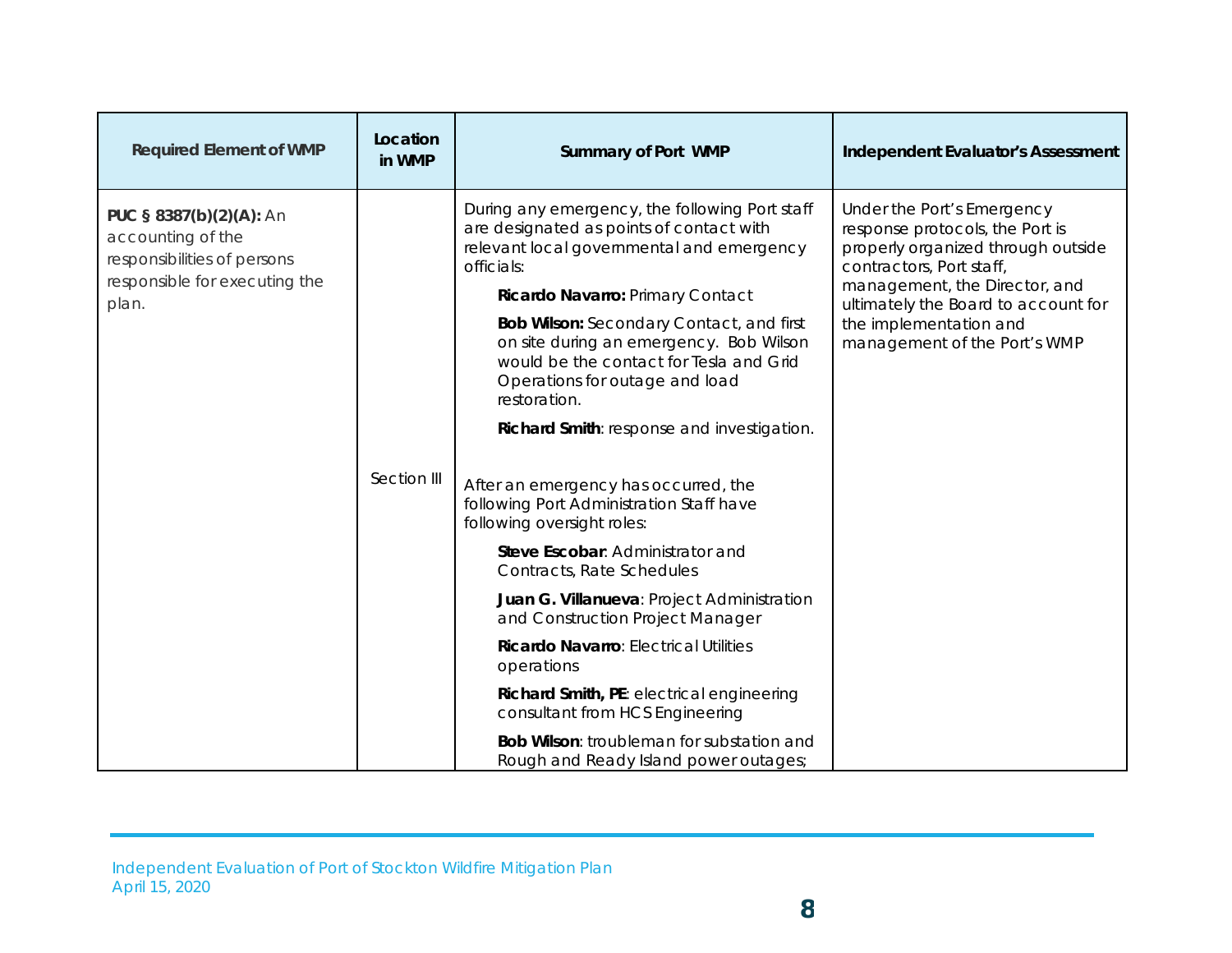| Required Element of WMP | Location in WMP | Summary of Port WMP | Independent Evaluator's Assessment |
|---|---|---|---|
| **PUC § 8387(b)(2)(A):** An accounting of the responsibilities of persons responsible for executing the plan. | Section III | During any emergency, the following Port staff are designated as points of contact with relevant local governmental and emergency officials:<br>**Ricardo Navarro:** Primary Contact<br>**Bob Wilson:** Secondary Contact, and first on site during an emergency. Bob Wilson would be the contact for Tesla and Grid Operations for outage and load restoration.<br>**Richard Smith**: response and investigation.<br><br>After an emergency has occurred, the following Port Administration Staff have following oversight roles:<br>**Steve Escobar**: Administrator and Contracts, Rate Schedules<br>**Juan G. Villanueva**: Project Administration and Construction Project Manager<br>**Ricardo Navarro**: Electrical Utilities operations<br>**Richard Smith, PE**: electrical engineering consultant from HCS Engineering<br>**Bob Wilson**: troubleman for substation and Rough and Ready Island power outages; | Under the Port's Emergency response protocols, the Port is properly organized through outside contractors, Port staff, management, the Director, and ultimately the Board to account for the implementation and management of the Port's WMP |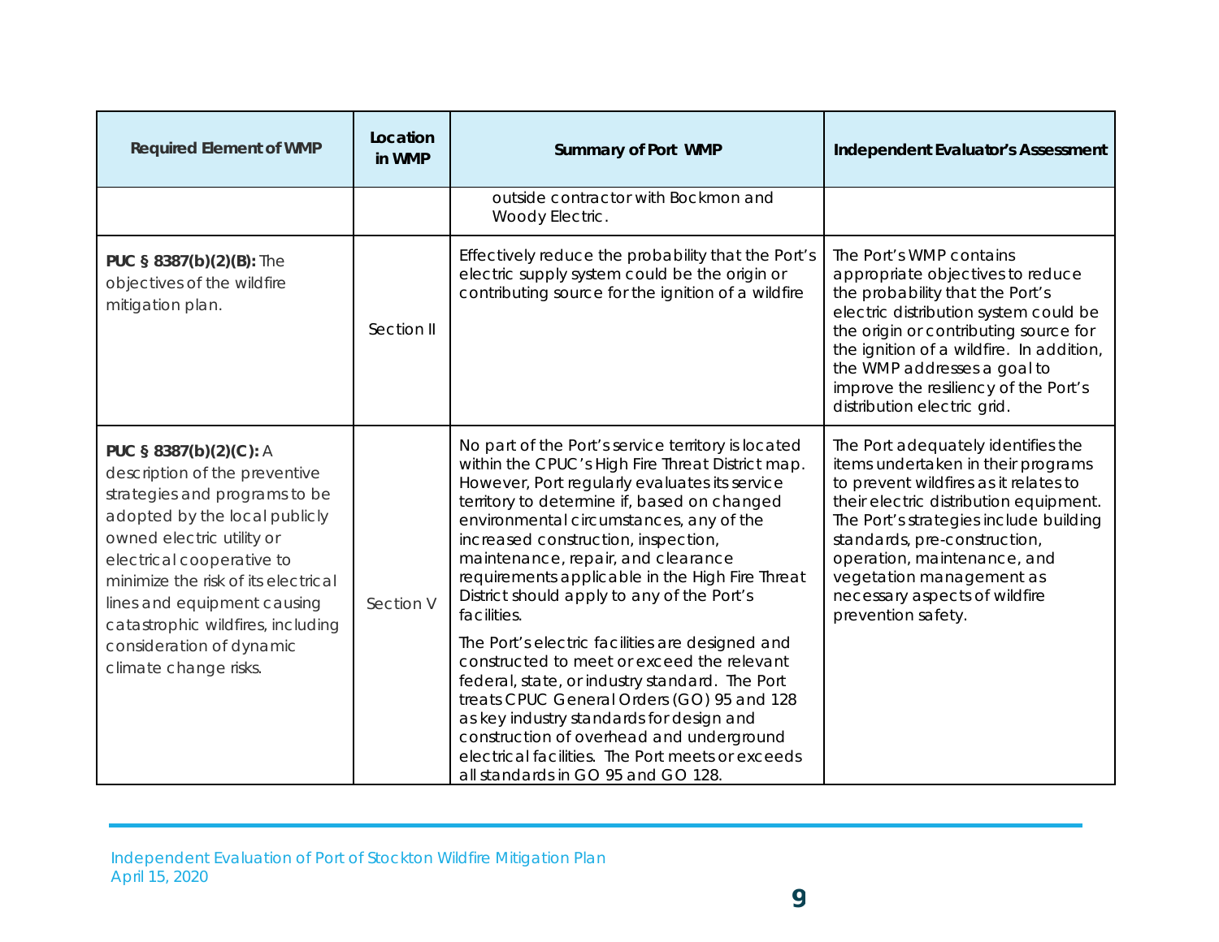| Required Element of WMP | Location in WMP | Summary of Port WMP | Independent Evaluator's Assessment |
| --- | --- | --- | --- |
| | | outside contractor with Bockmon and Woody Electric. | |
| **PUC § 8387(b)(2)(B):** The objectives of the wildfire mitigation plan. | Section II | Effectively reduce the probability that the Port's electric supply system could be the origin or contributing source for the ignition of a wildfire | The Port's WMP contains appropriate objectives to reduce the probability that the Port's electric distribution system could be the origin or contributing source for the ignition of a wildfire. In addition, the WMP addresses a goal to improve the resiliency of the Port's distribution electric grid. |
| **PUC § 8387(b)(2)(C):** A description of the preventive strategies and programs to be adopted by the local publicly owned electric utility or electrical cooperative to minimize the risk of its electrical lines and equipment causing catastrophic wildfires, including consideration of dynamic climate change risks. | Section V | No part of the Port's service territory is located within the CPUC's High Fire Threat District map. However, Port regularly evaluates its service territory to determine if, based on changed environmental circumstances, any of the increased construction, inspection, maintenance, repair, and clearance requirements applicable in the High Fire Threat District should apply to any of the Port's facilities.<br><br>The Port's electric facilities are designed and constructed to meet or exceed the relevant federal, state, or industry standard. The Port treats CPUC General Orders (GO) 95 and 128 as key industry standards for design and construction of overhead and underground electrical facilities. The Port meets or exceeds all standards in GO 95 and GO 128. | The Port adequately identifies the items undertaken in their programs to prevent wildfires as it relates to their electric distribution equipment. The Port's strategies include building standards, pre-construction, operation, maintenance, and vegetation management as necessary aspects of wildfire prevention safety. |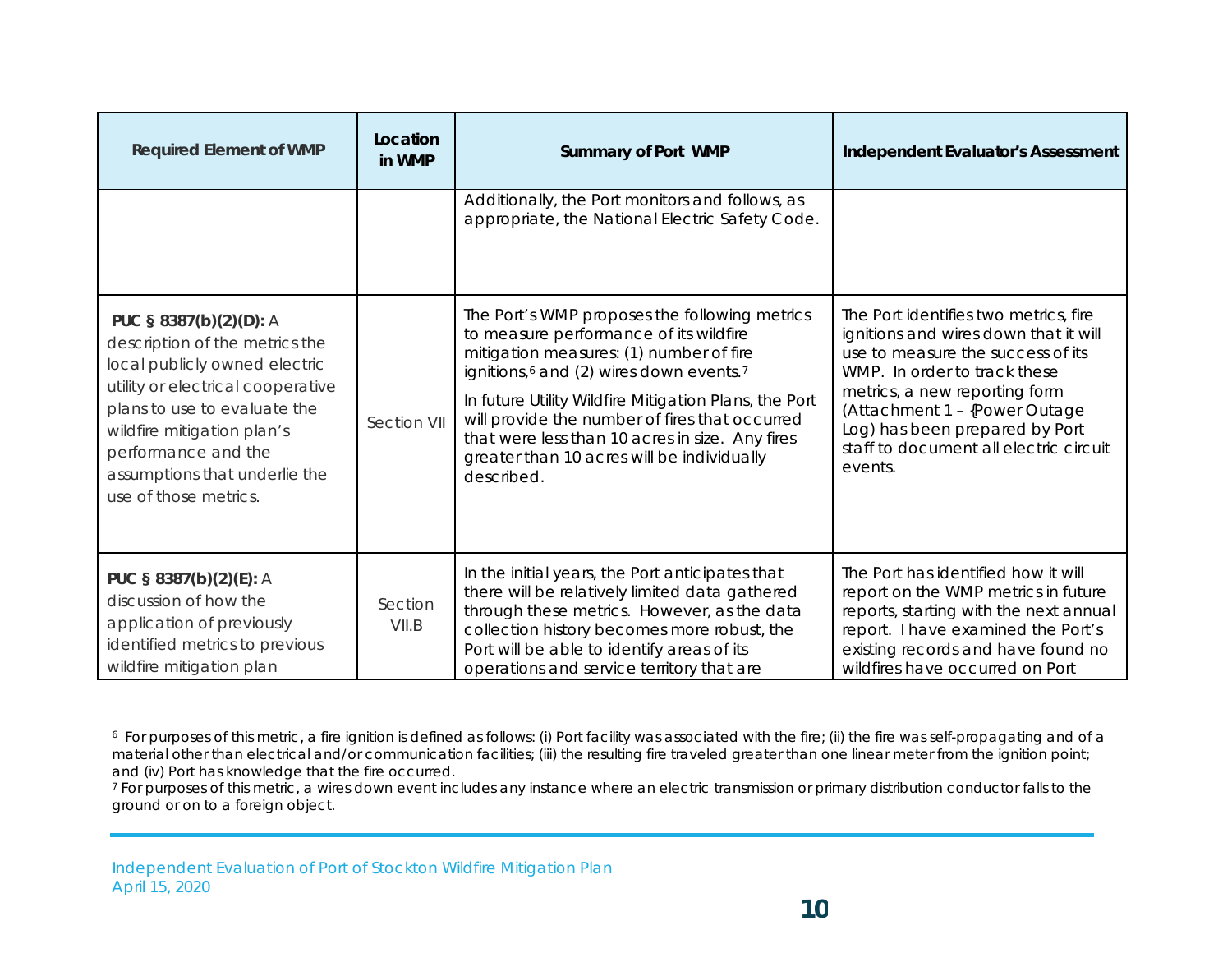| Required Element of WMP | Location in WMP | Summary of Port WMP | Independent Evaluator's Assessment |
|---|---|---|---|
| | | Additionally, the Port monitors and follows, as appropriate, the National Electric Safety Code. | |
| **PUC § 8387(b)(2)(D):** A description of the metrics the local publicly owned electric utility or electrical cooperative plans to use to evaluate the wildfire mitigation plan's performance and the assumptions that underlie the use of those metrics. | Section VII | The Port's WMP proposes the following metrics to measure performance of its wildfire mitigation measures: (1) number of fire ignitions,[6] and (2) wires down events.[7]<br><br>In future Utility Wildfire Mitigation Plans, the Port will provide the number of fires that occurred that were less than 10 acres in size. Any fires greater than 10 acres will be individually described. | The Port identifies two metrics, fire ignitions and wires down that it will use to measure the success of its WMP. In order to track these metrics, a new reporting form (Attachment 1 – {Power Outage Log) has been prepared by Port staff to document all electric circuit events. |
| **PUC § 8387(b)(2)(E):** A discussion of how the application of previously identified metrics to previous wildfire mitigation plan | Section VII.B | In the initial years, the Port anticipates that there will be relatively limited data gathered through these metrics. However, as the data collection history becomes more robust, the Port will be able to identify areas of its operations and service territory that are | The Port has identified how it will report on the WMP metrics in future reports, starting with the next annual report. I have examined the Port's existing records and have found no wildfires have occurred on Port |

[6] For purposes of this metric, a fire ignition is defined as follows: (i) Port facility was associated with the fire; (ii) the fire was self-propagating and of a material other than electrical and/or communication facilities; (iii) the resulting fire traveled greater than one linear meter from the ignition point; and (iv) Port has knowledge that the fire occurred.

[7] For purposes of this metric, a wires down event includes any instance where an electric transmission or primary distribution conductor falls to the ground or on to a foreign object.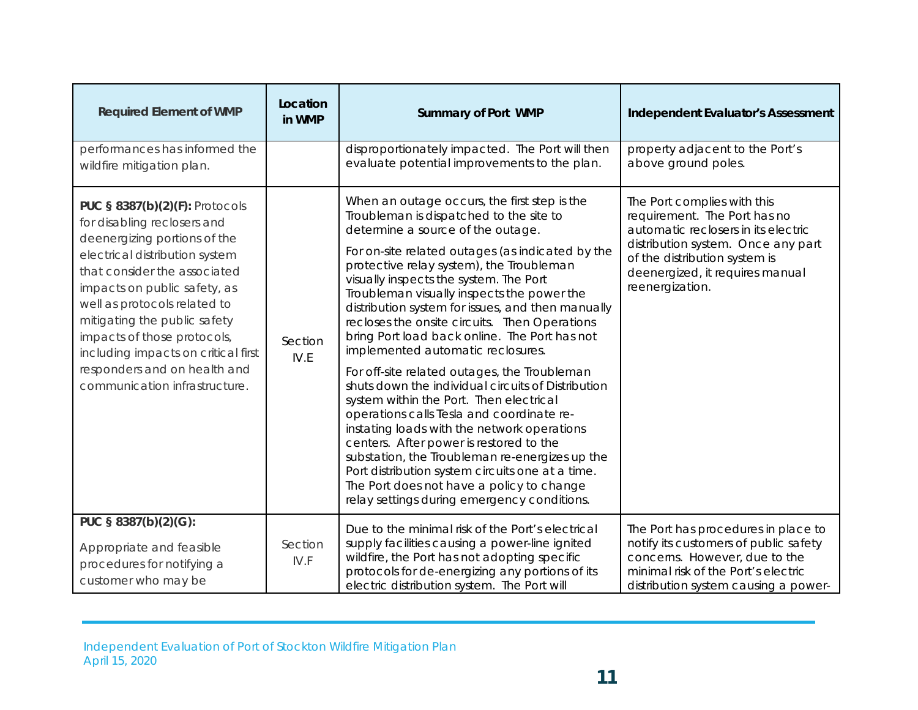| Required Element of WMP | Location in WMP | Summary of Port WMP | Independent Evaluator's Assessment |
|---|---|---|---|
| performances has informed the wildfire mitigation plan. | | disproportionately impacted. The Port will then evaluate potential improvements to the plan. | property adjacent to the Port's above ground poles. |
| **PUC § 8387(b)(2)(F):** Protocols for disabling reclosers and deenergizing portions of the electrical distribution system that consider the associated impacts on public safety, as well as protocols related to mitigating the public safety impacts of those protocols, including impacts on critical first responders and on health and communication infrastructure. | Section IV.E | When an outage occurs, the first step is the Troubleman is dispatched to the site to determine a source of the outage.<br><br>For on-site related outages (as indicated by the protective relay system), the Troubleman visually inspects the system. The Port Troubleman visually inspects the power the distribution system for issues, and then manually recloses the onsite circuits. Then Operations bring Port load back online. The Port has not implemented automatic reclosures.<br><br>For off-site related outages, the Troubleman shuts down the individual circuits of Distribution system within the Port. Then electrical operations calls Tesla and coordinate re-instating loads with the network operations centers. After power is restored to the substation, the Troubleman re-energizes up the Port distribution system circuits one at a time. The Port does not have a policy to change relay settings during emergency conditions. | The Port complies with this requirement. The Port has no automatic reclosers in its electric distribution system. Once any part of the distribution system is deenergized, it requires manual reenergization. |
| **PUC § 8387(b)(2)(G):**<br><br>Appropriate and feasible procedures for notifying a customer who may be | Section IV.F | Due to the minimal risk of the Port's electrical supply facilities causing a power-line ignited wildfire, the Port has not adopting specific protocols for de-energizing any portions of its electric distribution system. The Port will | The Port has procedures in place to notify its customers of public safety concerns. However, due to the minimal risk of the Port's electric distribution system causing a power- |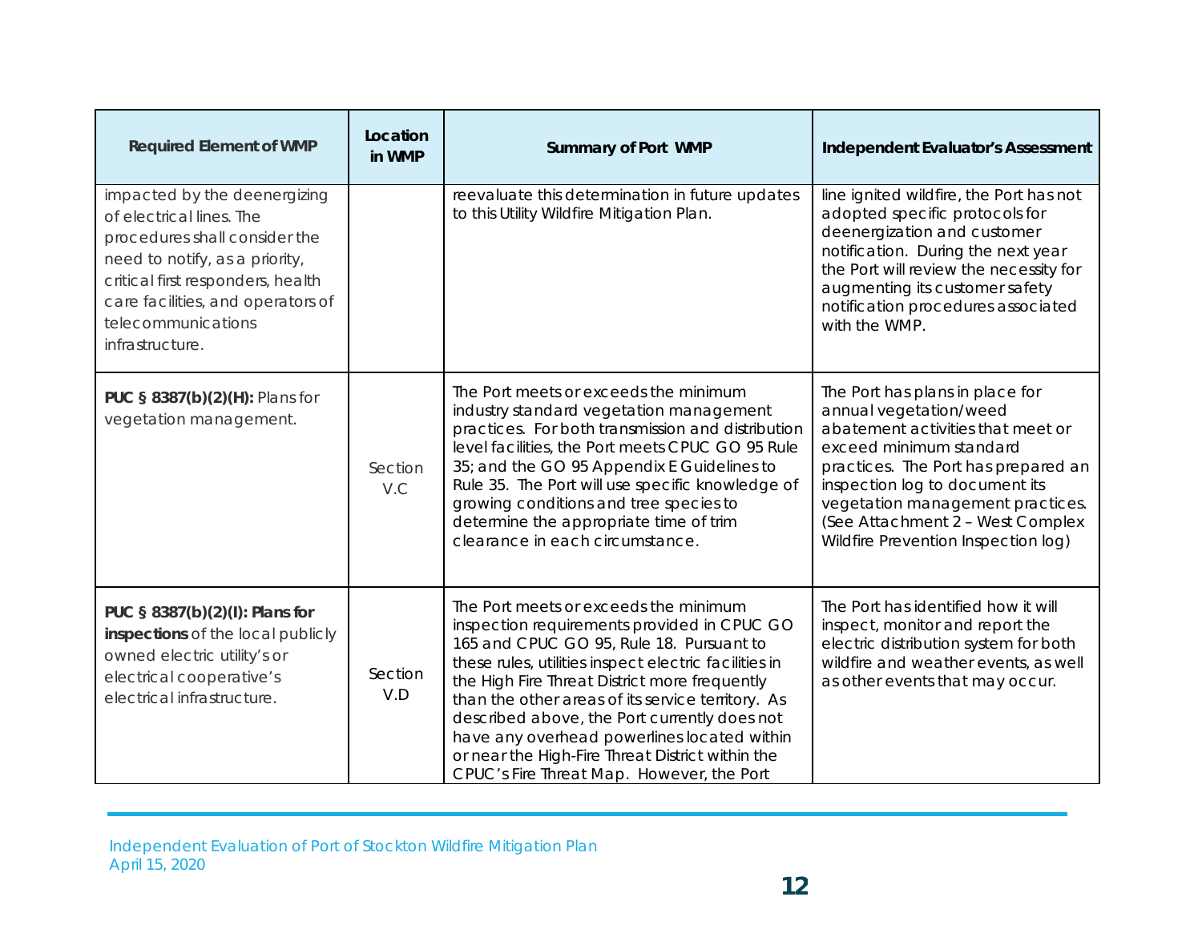| Required Element of WMP | Location in WMP | Summary of Port WMP | Independent Evaluator's Assessment |
|---|---|---|---|
| impacted by the deenergizing of electrical lines. The procedures shall consider the need to notify, as a priority, critical first responders, health care facilities, and operators of telecommunications infrastructure. | | reevaluate this determination in future updates to this Utility Wildfire Mitigation Plan. | line ignited wildfire, the Port has not adopted specific protocols for deenergization and customer notification. During the next year the Port will review the necessity for augmenting its customer safety notification procedures associated with the WMP. |
| **PUC § 8387(b)(2)(H):** Plans for vegetation management. | Section V.C | The Port meets or exceeds the minimum industry standard vegetation management practices. For both transmission and distribution level facilities, the Port meets CPUC GO 95 Rule 35; and the GO 95 Appendix E Guidelines to Rule 35. The Port will use specific knowledge of growing conditions and tree species to determine the appropriate time of trim clearance in each circumstance. | The Port has plans in place for annual vegetation/weed abatement activities that meet or exceed minimum standard practices. The Port has prepared an inspection log to document its vegetation management practices. (See Attachment 2 – West Complex Wildfire Prevention Inspection log) |
| **PUC § 8387(b)(2)(I): Plans for inspections** of the local publicly owned electric utility's or electrical cooperative's electrical infrastructure. | Section V.D | The Port meets or exceeds the minimum inspection requirements provided in CPUC GO 165 and CPUC GO 95, Rule 18. Pursuant to these rules, utilities inspect electric facilities in the High Fire Threat District more frequently than the other areas of its service territory. As described above, the Port currently does not have any overhead powerlines located within or near the High-Fire Threat District within the CPUC's Fire Threat Map. However, the Port | The Port has identified how it will inspect, monitor and report the electric distribution system for both wildfire and weather events, as well as other events that may occur. |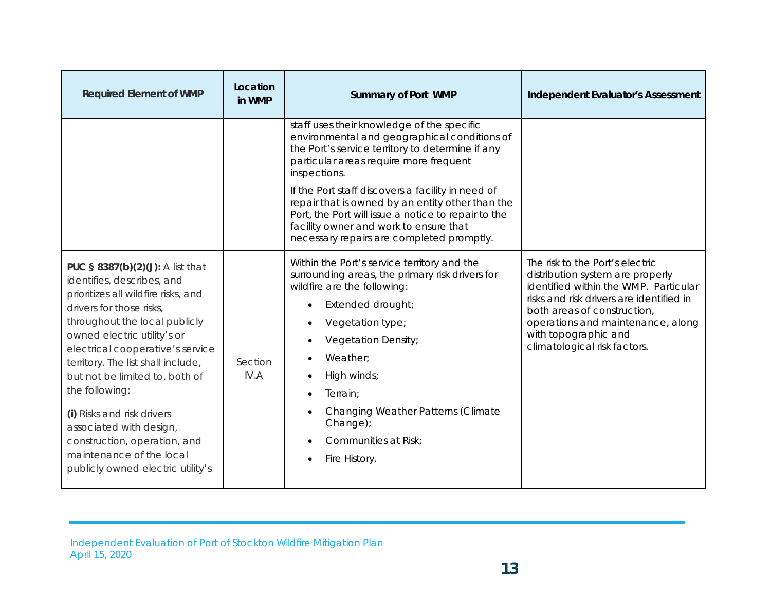| Required Element of WMP | Location in WMP | Summary of Port WMP | Independent Evaluator's Assessment |
|---|---|---|---|
| | | staff uses their knowledge of the specific environmental and geographical conditions of the Port's service territory to determine if any particular areas require more frequent inspections.<br><br>If the Port staff discovers a facility in need of repair that is owned by an entity other than the Port, the Port will issue a notice to repair to the facility owner and work to ensure that necessary repairs are completed promptly. | |
| **PUC § 8387(b)(2)(J):** A list that identifies, describes, and prioritizes all wildfire risks, and drivers for those risks, throughout the local publicly owned electric utility's or electrical cooperative's service territory. The list shall include, but not be limited to, both of the following:<br><br>**(i)** Risks and risk drivers associated with design, construction, operation, and maintenance of the local publicly owned electric utility's | Section IV.A | Within the Port's service territory and the surrounding areas, the primary risk drivers for wildfire are the following:<br>• Extended drought;<br>• Vegetation type;<br>• Vegetation Density;<br>• Weather;<br>• High winds;<br>• Terrain;<br>• Changing Weather Patterns (Climate Change);<br>• Communities at Risk;<br>• Fire History. | The risk to the Port's electric distribution system are properly identified within the WMP. Particular risks and risk drivers are identified in both areas of construction, operations and maintenance, along with topographic and climatological risk factors. |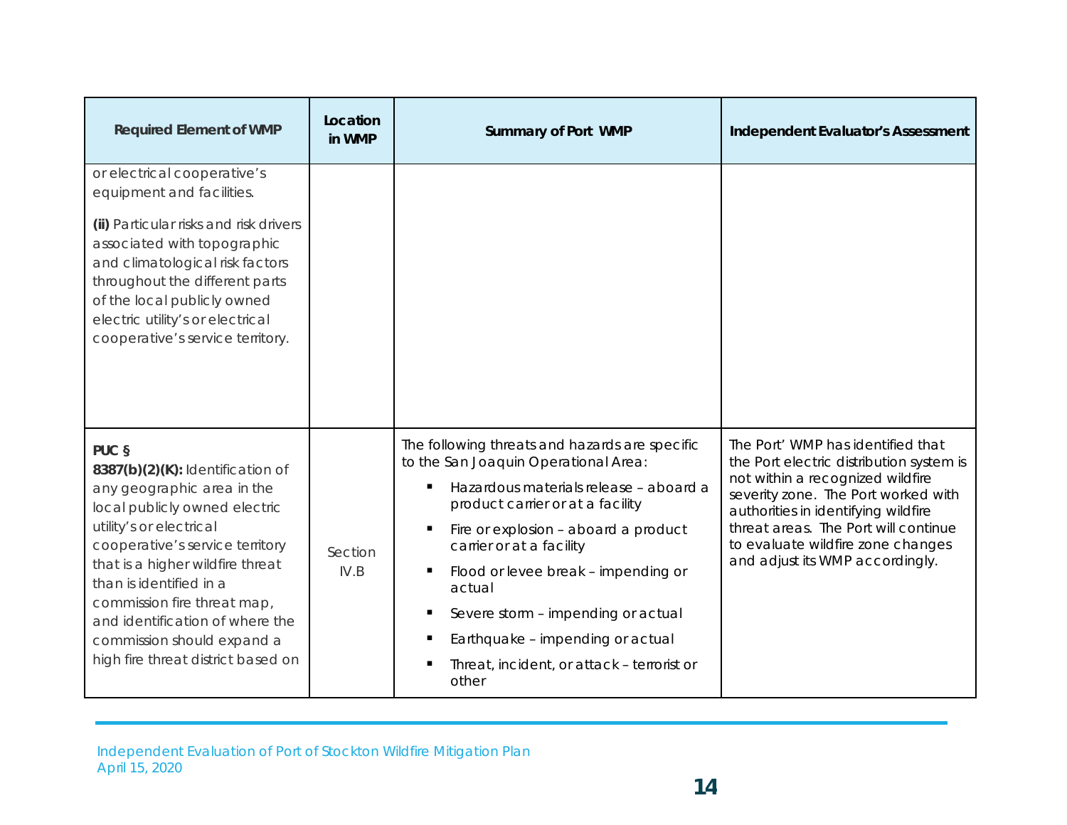| Required Element of WMP | Location in WMP | Summary of Port WMP | Independent Evaluator's Assessment |
|---|---|---|---|
| or electrical cooperative's equipment and facilities.<br><br>**(ii)** Particular risks and risk drivers associated with topographic and climatological risk factors throughout the different parts of the local publicly owned electric utility's or electrical cooperative's service territory. | | | |
| **PUC § 8387(b)(2)(K):** Identification of any geographic area in the local publicly owned electric utility's or electrical cooperative's service territory that is a higher wildfire threat than is identified in a commission fire threat map, and identification of where the commission should expand a high fire threat district based on | Section IV.B | The following threats and hazards are specific to the San Joaquin Operational Area:<br>▪ Hazardous materials release – aboard a product carrier or at a facility<br>▪ Fire or explosion – aboard a product carrier or at a facility<br>▪ Flood or levee break – impending or actual<br>▪ Severe storm – impending or actual<br>▪ Earthquake – impending or actual<br>▪ Threat, incident, or attack – terrorist or other | The Port' WMP has identified that the Port electric distribution system is not within a recognized wildfire severity zone. The Port worked with authorities in identifying wildfire threat areas. The Port will continue to evaluate wildfire zone changes and adjust its WMP accordingly. |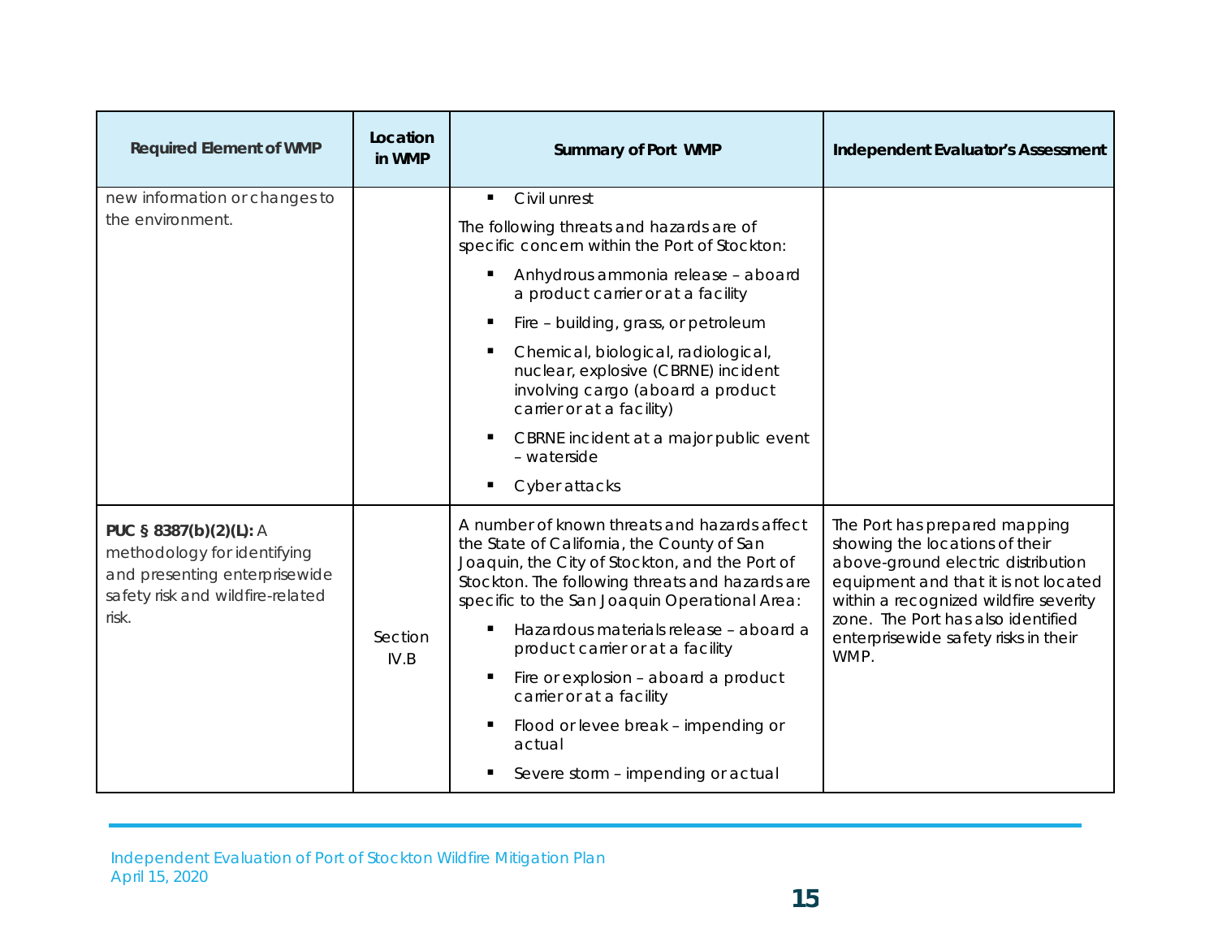| Required Element of WMP | Location in WMP | Summary of Port WMP | Independent Evaluator's Assessment |
|---|---|---|---|
| new information or changes to the environment. | | ▪ Civil unrest<br><br>The following threats and hazards are of specific concern within the Port of Stockton:<br><br>▪ Anhydrous ammonia release – aboard a product carrier or at a facility<br>▪ Fire – building, grass, or petroleum<br>▪ Chemical, biological, radiological, nuclear, explosive (CBRNE) incident involving cargo (aboard a product carrier or at a facility)<br>▪ CBRNE incident at a major public event – waterside<br>▪ Cyber attacks | |
| **PUC § 8387(b)(2)(L):** A methodology for identifying and presenting enterprisewide safety risk and wildfire-related risk. | Section IV.B | A number of known threats and hazards affect the State of California, the County of San Joaquin, the City of Stockton, and the Port of Stockton. The following threats and hazards are specific to the San Joaquin Operational Area:<br><br>▪ Hazardous materials release – aboard a product carrier or at a facility<br>▪ Fire or explosion – aboard a product carrier or at a facility<br>▪ Flood or levee break – impending or actual<br>▪ Severe storm – impending or actual | The Port has prepared mapping showing the locations of their above-ground electric distribution equipment and that it is not located within a recognized wildfire severity zone. The Port has also identified enterprisewide safety risks in their WMP. |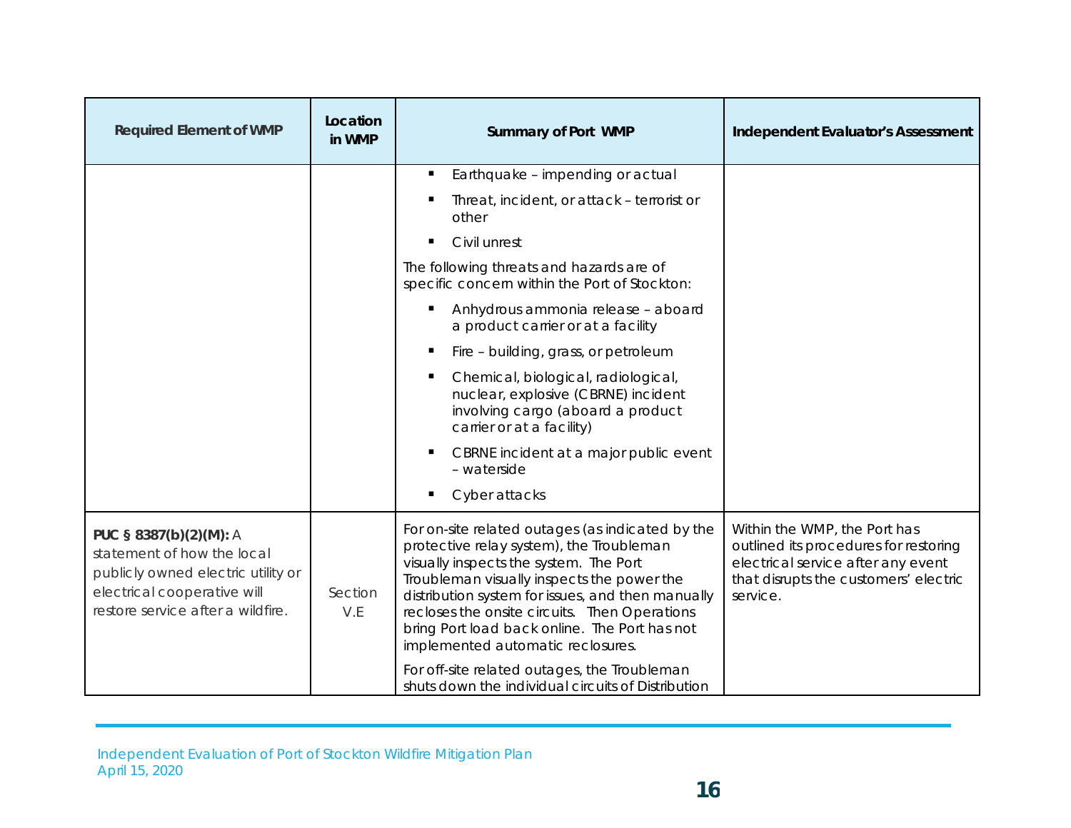| Required Element of WMP | Location in WMP | Summary of Port WMP | Independent Evaluator's Assessment |
|---|---|---|---|
| | | ▪ Earthquake – impending or actual<br>▪ Threat, incident, or attack – terrorist or other<br>▪ Civil unrest<br>The following threats and hazards are of specific concern within the Port of Stockton:<br>▪ Anhydrous ammonia release – aboard a product carrier or at a facility<br>▪ Fire – building, grass, or petroleum<br>▪ Chemical, biological, radiological, nuclear, explosive (CBRNE) incident involving cargo (aboard a product carrier or at a facility)<br>▪ CBRNE incident at a major public event – waterside<br>▪ Cyber attacks | |
| **PUC § 8387(b)(2)(M):** A statement of how the local publicly owned electric utility or electrical cooperative will restore service after a wildfire. | Section V.E | For on-site related outages (as indicated by the protective relay system), the Troubleman visually inspects the system. The Port Troubleman visually inspects the power the distribution system for issues, and then manually recloses the onsite circuits. Then Operations bring Port load back online. The Port has not implemented automatic reclosures.<br>For off-site related outages, the Troubleman shuts down the individual circuits of Distribution | Within the WMP, the Port has outlined its procedures for restoring electrical service after any event that disrupts the customers' electric service. |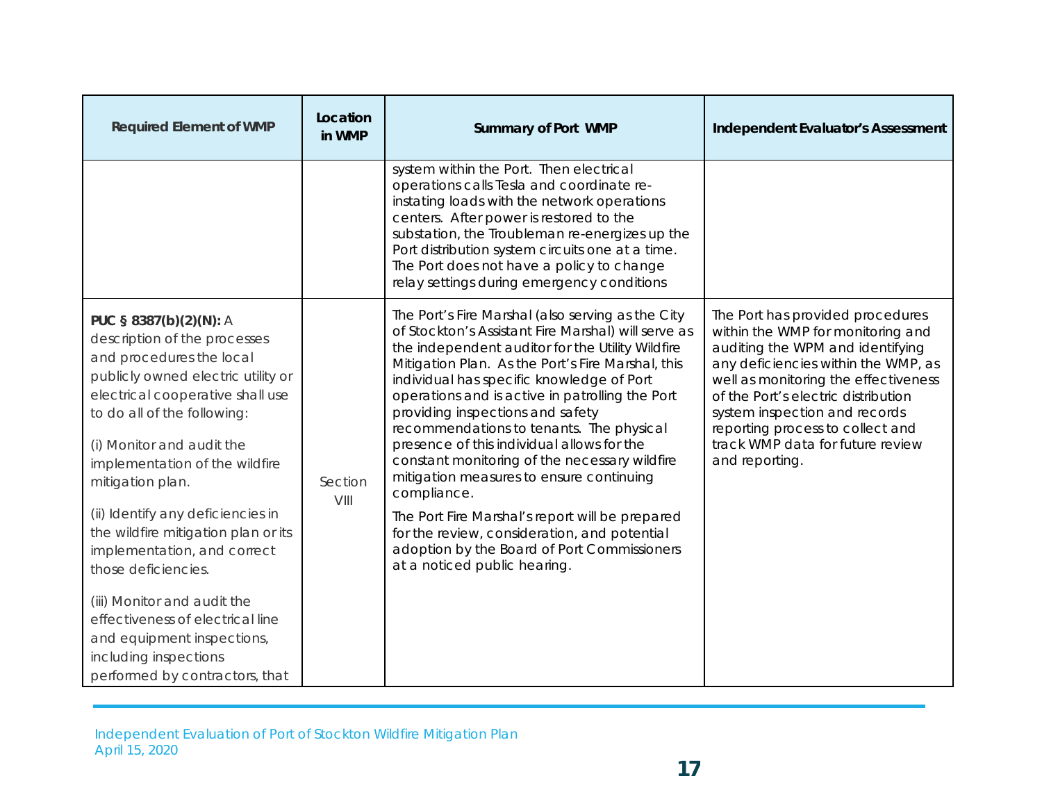| Required Element of WMP | Location in WMP | Summary of Port WMP | Independent Evaluator's Assessment |
|---|---|---|---|
| | | system within the Port. Then electrical operations calls Tesla and coordinate re-instating loads with the network operations centers. After power is restored to the substation, the Troubleman re-energizes up the Port distribution system circuits one at a time. The Port does not have a policy to change relay settings during emergency conditions | |
| **PUC § 8387(b)(2)(N):** A description of the processes and procedures the local publicly owned electric utility or electrical cooperative shall use to do all of the following:<br><br>(i) Monitor and audit the implementation of the wildfire mitigation plan.<br><br>(ii) Identify any deficiencies in the wildfire mitigation plan or its implementation, and correct those deficiencies.<br><br>(iii) Monitor and audit the effectiveness of electrical line and equipment inspections, including inspections performed by contractors, that | Section VIII | The Port's Fire Marshal (also serving as the City of Stockton's Assistant Fire Marshal) will serve as the independent auditor for the Utility Wildfire Mitigation Plan. As the Port's Fire Marshal, this individual has specific knowledge of Port operations and is active in patrolling the Port providing inspections and safety recommendations to tenants. The physical presence of this individual allows for the constant monitoring of the necessary wildfire mitigation measures to ensure continuing compliance.<br><br>The Port Fire Marshal's report will be prepared for the review, consideration, and potential adoption by the Board of Port Commissioners at a noticed public hearing. | The Port has provided procedures within the WMP for monitoring and auditing the WPM and identifying any deficiencies within the WMP, as well as monitoring the effectiveness of the Port's electric distribution system inspection and records reporting process to collect and track WMP data for future review and reporting. |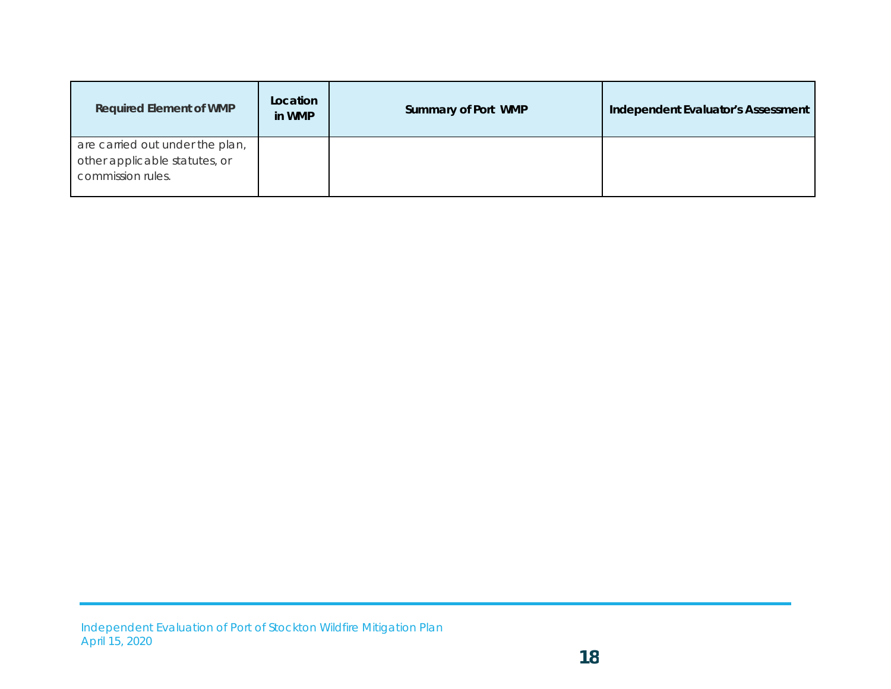| Required Element of WMP | Location in WMP | Summary of Port WMP | Independent Evaluator's Assessment |
|---|---|---|---|
| are carried out under the plan, other applicable statutes, or commission rules. | | | |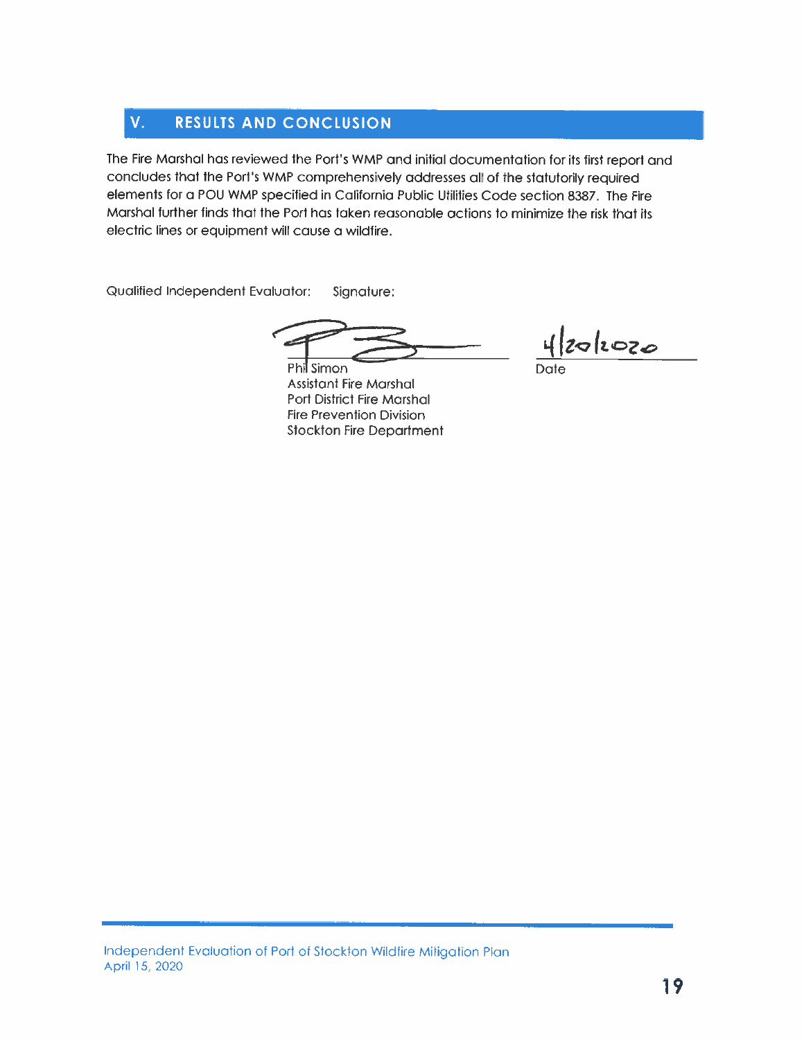## V. RESULTS AND CONCLUSION

The Fire Marshal has reviewed the Port's WMP and initial documentation for its first report and concludes that the Port's WMP comprehensively addresses all of the statutorily required elements for a POU WMP specified in California Public Utilities Code section 8387. The Fire Marshal further finds that the Port has taken reasonable actions to minimize the risk that its electric lines or equipment will cause a wildfire.

Qualified Independent Evaluator: Signature:

4/20/2020

Phil Simon
Assistant Fire Marshal
Port District Fire Marshal
Fire Prevention Division
Stockton Fire Department

Date